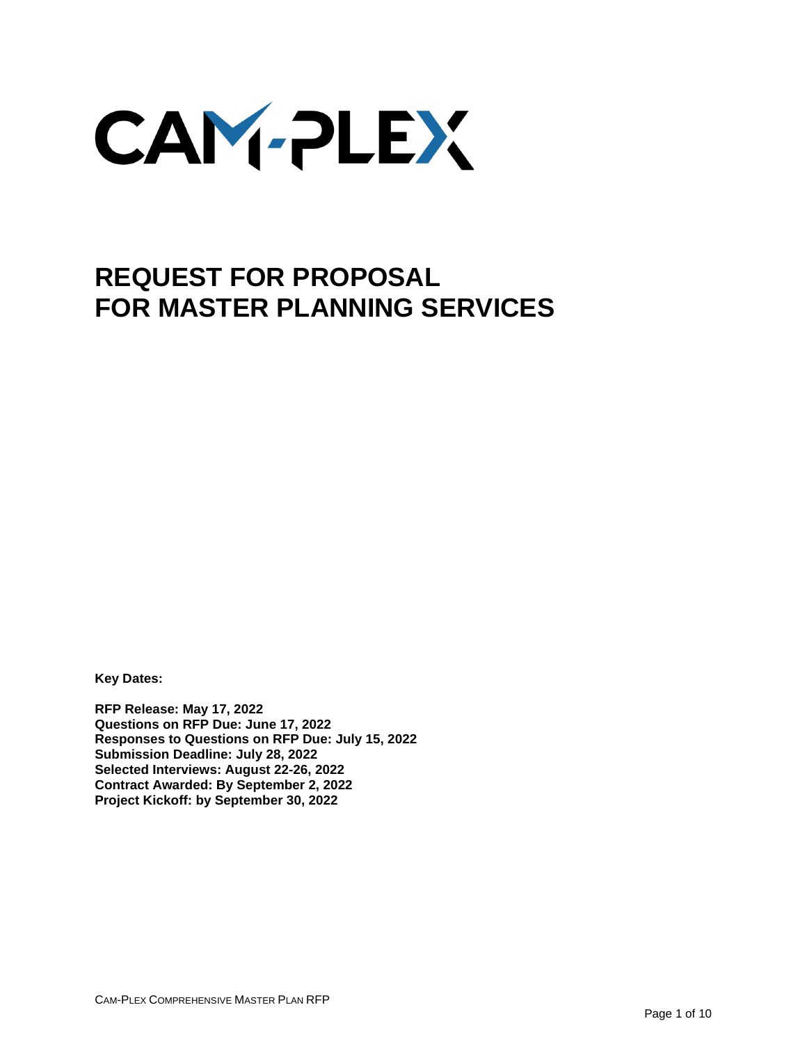CAM-PLEX

# REQUEST FOR PROPOSAL
# FOR MASTER PLANNING SERVICES

**Key Dates:**

**RFP Release: May 17, 2022**
**Questions on RFP Due: June 17, 2022**
**Responses to Questions on RFP Due: July 15, 2022**
**Submission Deadline: July 28, 2022**
**Selected Interviews: August 22-26, 2022**
**Contract Awarded: By September 2, 2022**
**Project Kickoff: by September 30, 2022**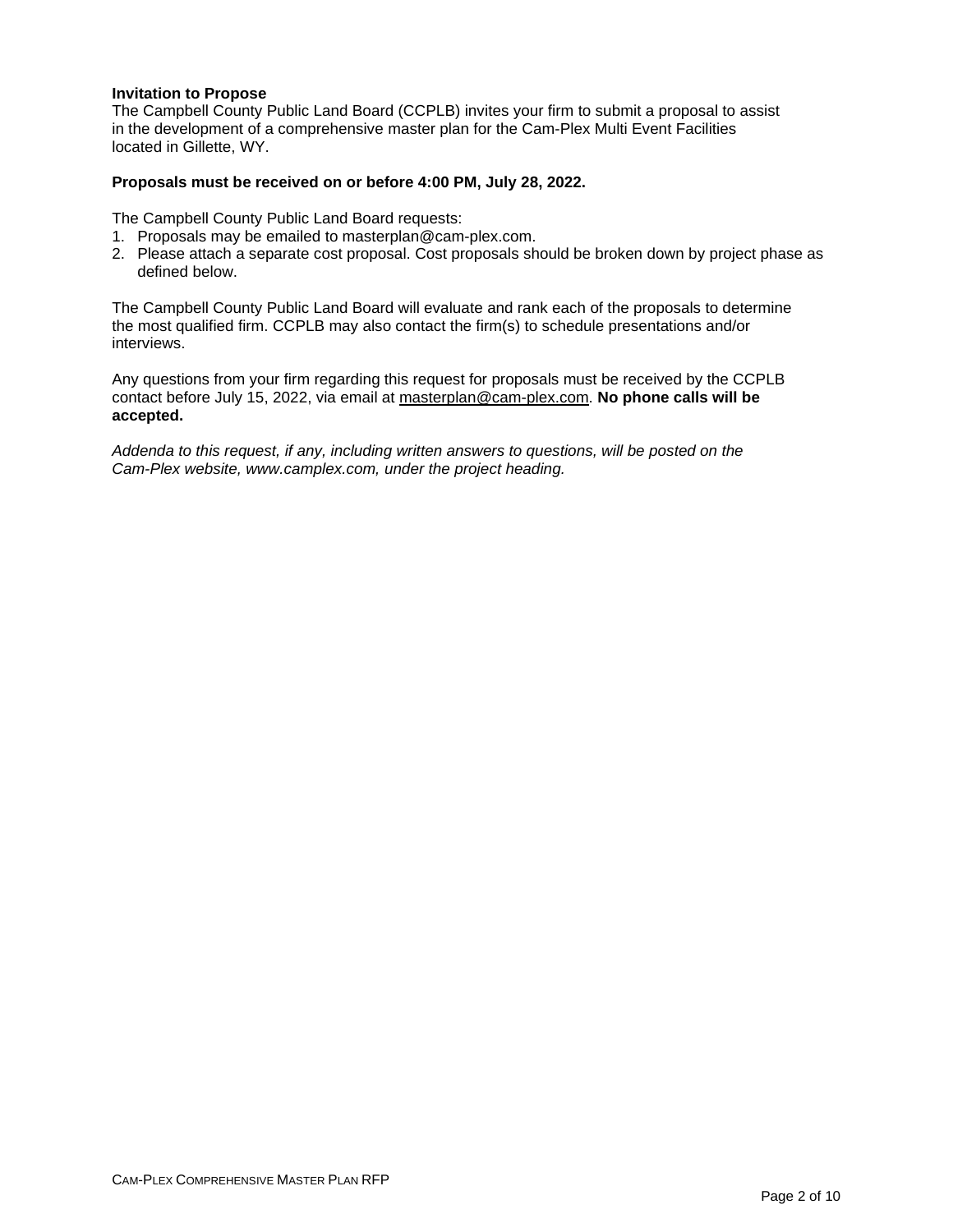**Invitation to Propose**

The Campbell County Public Land Board (CCPLB) invites your firm to submit a proposal to assist in the development of a comprehensive master plan for the Cam-Plex Multi Event Facilities located in Gillette, WY.

**Proposals must be received on or before 4:00 PM, July 28, 2022.**

The Campbell County Public Land Board requests:

1. Proposals may be emailed to masterplan@cam-plex.com.
2. Please attach a separate cost proposal. Cost proposals should be broken down by project phase as defined below.

The Campbell County Public Land Board will evaluate and rank each of the proposals to determine the most qualified firm. CCPLB may also contact the firm(s) to schedule presentations and/or interviews.

Any questions from your firm regarding this request for proposals must be received by the CCPLB contact before July 15, 2022, via email at masterplan@cam-plex.com. **No phone calls will be accepted.**

*Addenda to this request, if any, including written answers to questions, will be posted on the Cam-Plex website, www.camplex.com, under the project heading.*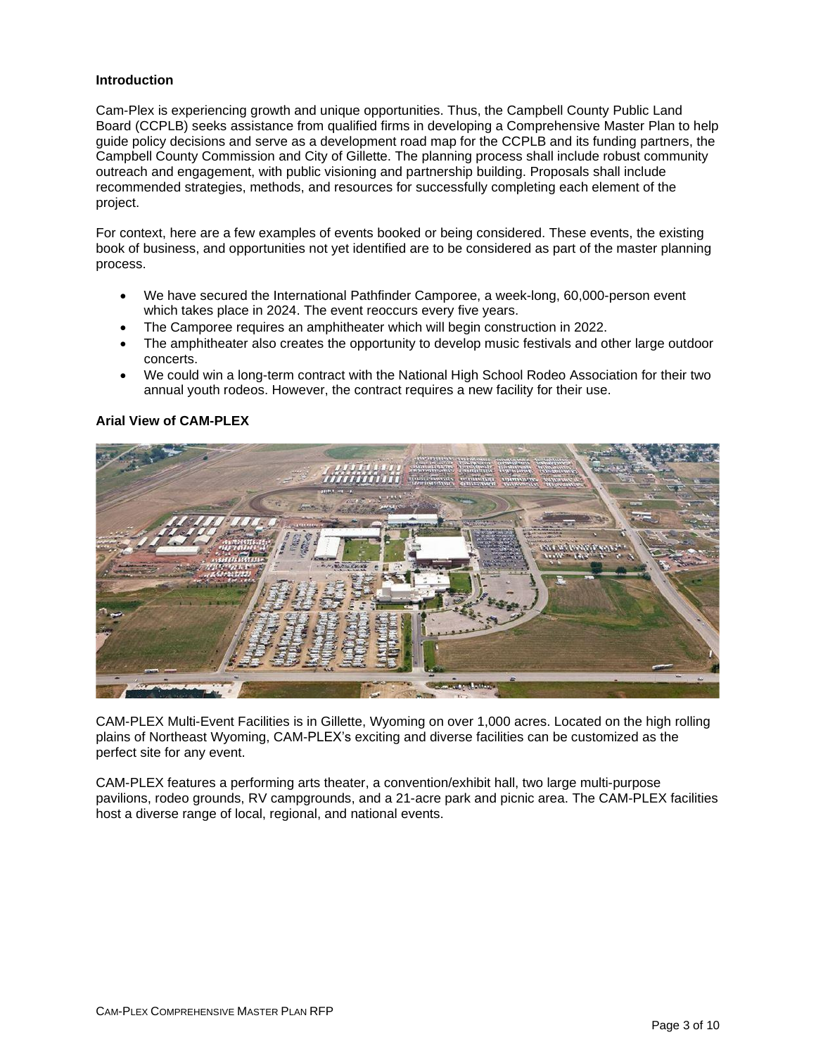**Introduction**

Cam-Plex is experiencing growth and unique opportunities. Thus, the Campbell County Public Land Board (CCPLB) seeks assistance from qualified firms in developing a Comprehensive Master Plan to help guide policy decisions and serve as a development road map for the CCPLB and its funding partners, the Campbell County Commission and City of Gillette. The planning process shall include robust community outreach and engagement, with public visioning and partnership building. Proposals shall include recommended strategies, methods, and resources for successfully completing each element of the project.

For context, here are a few examples of events booked or being considered. These events, the existing book of business, and opportunities not yet identified are to be considered as part of the master planning process.

- We have secured the International Pathfinder Camporee, a week-long, 60,000-person event which takes place in 2024. The event reoccurs every five years.
- The Camporee requires an amphitheater which will begin construction in 2022.
- The amphitheater also creates the opportunity to develop music festivals and other large outdoor concerts.
- We could win a long-term contract with the National High School Rodeo Association for their two annual youth rodeos. However, the contract requires a new facility for their use.

**Arial View of CAM-PLEX**

CAM-PLEX Multi-Event Facilities is in Gillette, Wyoming on over 1,000 acres. Located on the high rolling plains of Northeast Wyoming, CAM-PLEX's exciting and diverse facilities can be customized as the perfect site for any event.

CAM-PLEX features a performing arts theater, a convention/exhibit hall, two large multi-purpose pavilions, rodeo grounds, RV campgrounds, and a 21-acre park and picnic area. The CAM-PLEX facilities host a diverse range of local, regional, and national events.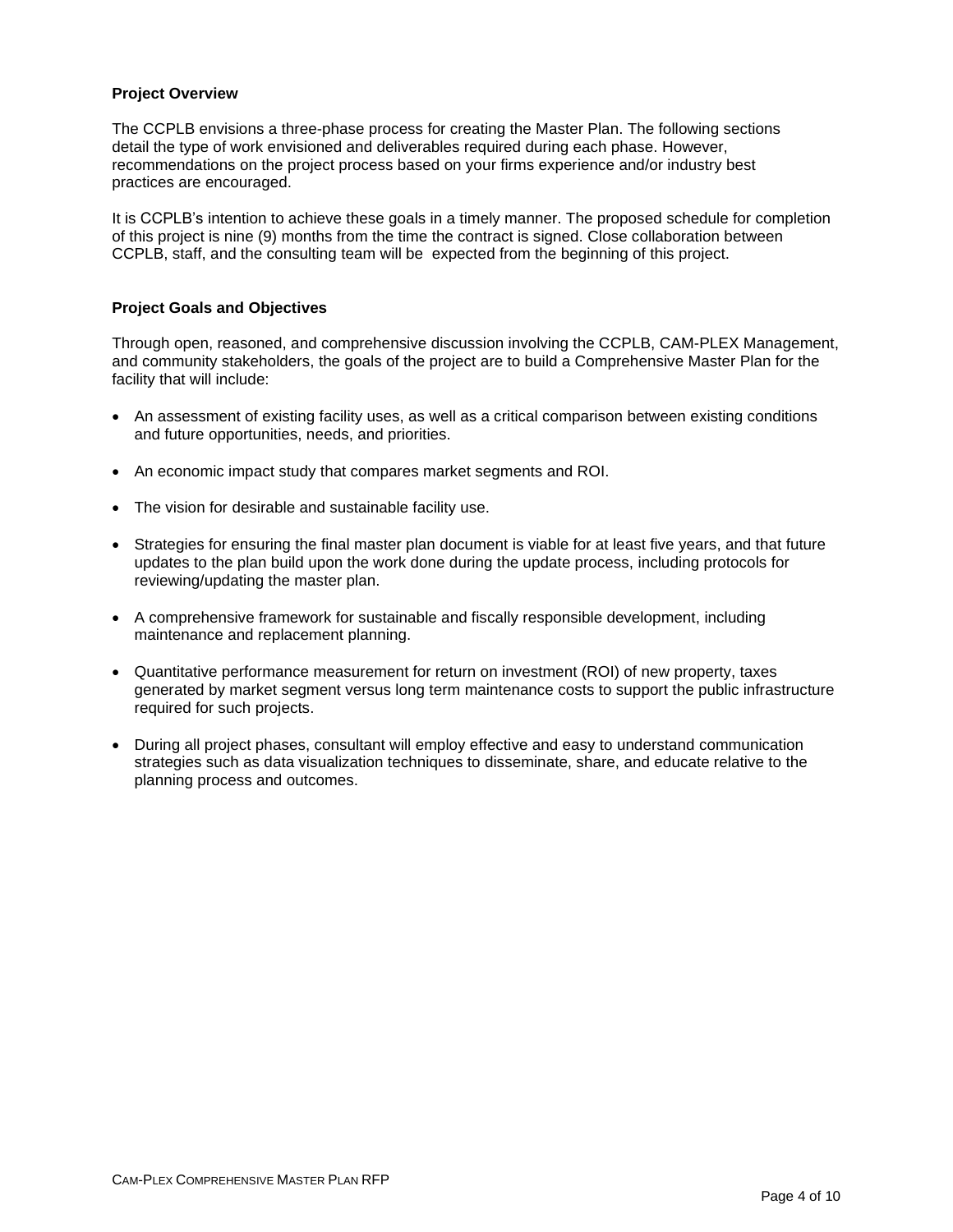**Project Overview**

The CCPLB envisions a three-phase process for creating the Master Plan. The following sections detail the type of work envisioned and deliverables required during each phase. However, recommendations on the project process based on your firms experience and/or industry best practices are encouraged.

It is CCPLB's intention to achieve these goals in a timely manner. The proposed schedule for completion of this project is nine (9) months from the time the contract is signed. Close collaboration between CCPLB, staff, and the consulting team will be expected from the beginning of this project.

**Project Goals and Objectives**

Through open, reasoned, and comprehensive discussion involving the CCPLB, CAM-PLEX Management, and community stakeholders, the goals of the project are to build a Comprehensive Master Plan for the facility that will include:

- An assessment of existing facility uses, as well as a critical comparison between existing conditions and future opportunities, needs, and priorities.
- An economic impact study that compares market segments and ROI.
- The vision for desirable and sustainable facility use.
- Strategies for ensuring the final master plan document is viable for at least five years, and that future updates to the plan build upon the work done during the update process, including protocols for reviewing/updating the master plan.
- A comprehensive framework for sustainable and fiscally responsible development, including maintenance and replacement planning.
- Quantitative performance measurement for return on investment (ROI) of new property, taxes generated by market segment versus long term maintenance costs to support the public infrastructure required for such projects.
- During all project phases, consultant will employ effective and easy to understand communication strategies such as data visualization techniques to disseminate, share, and educate relative to the planning process and outcomes.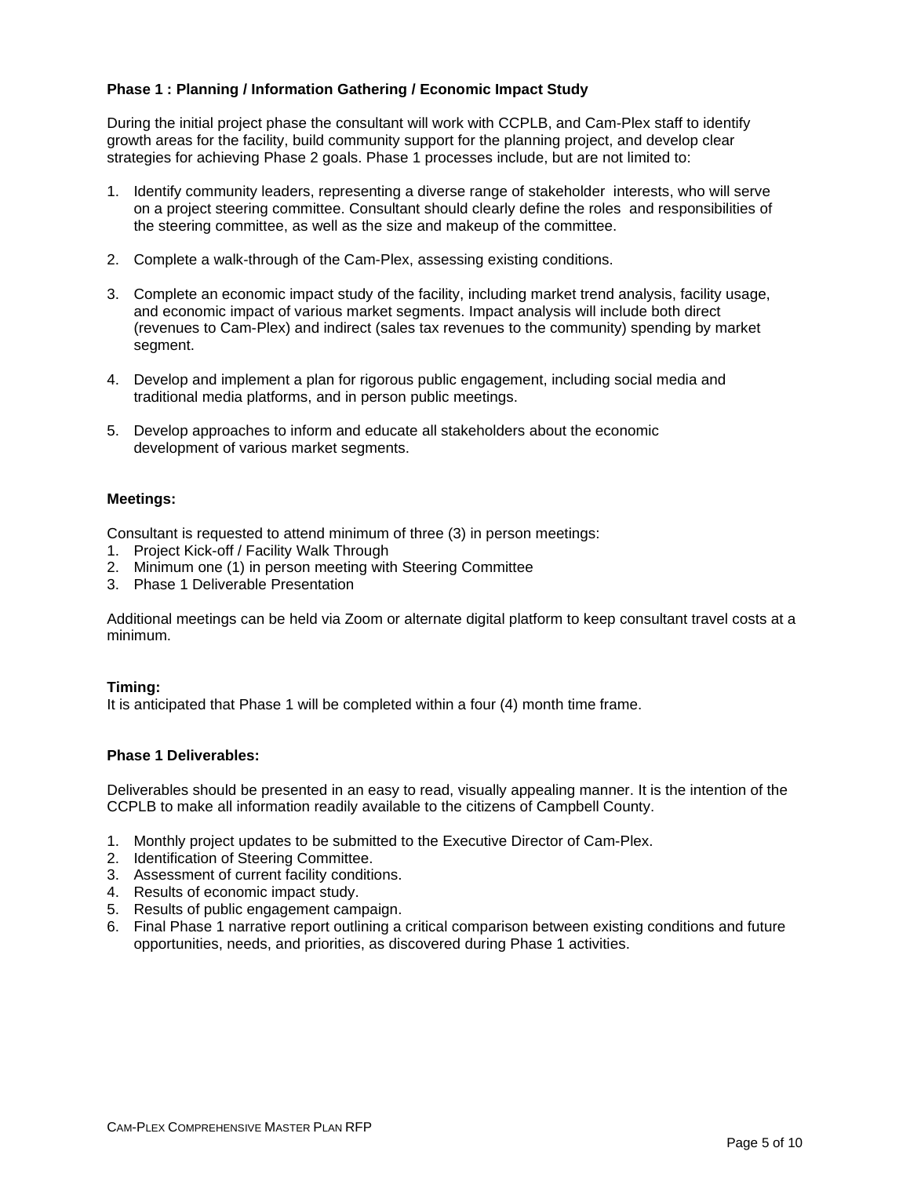**Phase 1 : Planning / Information Gathering / Economic Impact Study**

During the initial project phase the consultant will work with CCPLB, and Cam-Plex staff to identify growth areas for the facility, build community support for the planning project, and develop clear strategies for achieving Phase 2 goals. Phase 1 processes include, but are not limited to:

1. Identify community leaders, representing a diverse range of stakeholder interests, who will serve on a project steering committee. Consultant should clearly define the roles and responsibilities of the steering committee, as well as the size and makeup of the committee.

2. Complete a walk-through of the Cam-Plex, assessing existing conditions.

3. Complete an economic impact study of the facility, including market trend analysis, facility usage, and economic impact of various market segments. Impact analysis will include both direct (revenues to Cam-Plex) and indirect (sales tax revenues to the community) spending by market segment.

4. Develop and implement a plan for rigorous public engagement, including social media and traditional media platforms, and in person public meetings.

5. Develop approaches to inform and educate all stakeholders about the economic development of various market segments.

**Meetings:**

Consultant is requested to attend minimum of three (3) in person meetings:
1. Project Kick-off / Facility Walk Through
2. Minimum one (1) in person meeting with Steering Committee
3. Phase 1 Deliverable Presentation

Additional meetings can be held via Zoom or alternate digital platform to keep consultant travel costs at a minimum.

**Timing:**
It is anticipated that Phase 1 will be completed within a four (4) month time frame.

**Phase 1 Deliverables:**

Deliverables should be presented in an easy to read, visually appealing manner. It is the intention of the CCPLB to make all information readily available to the citizens of Campbell County.

1. Monthly project updates to be submitted to the Executive Director of Cam-Plex.
2. Identification of Steering Committee.
3. Assessment of current facility conditions.
4. Results of economic impact study.
5. Results of public engagement campaign.
6. Final Phase 1 narrative report outlining a critical comparison between existing conditions and future opportunities, needs, and priorities, as discovered during Phase 1 activities.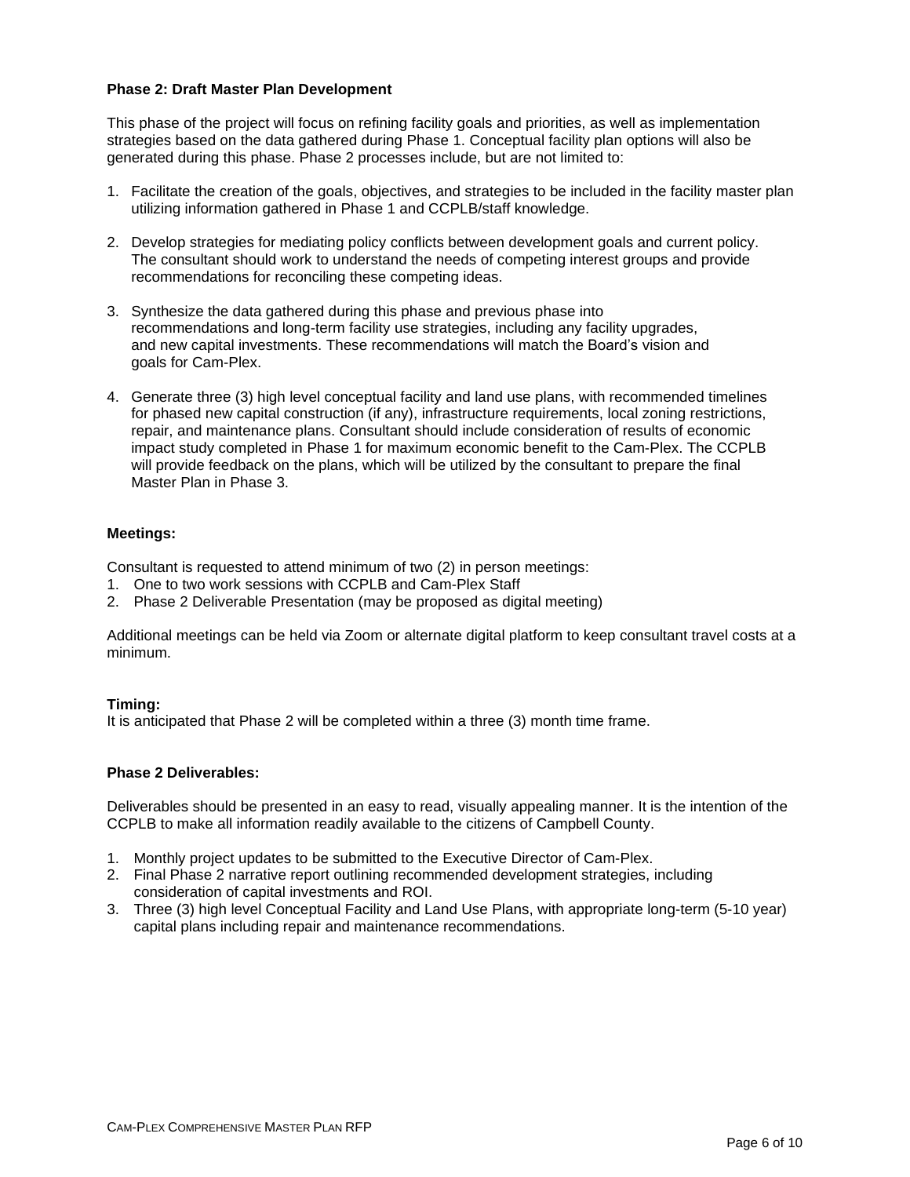**Phase 2: Draft Master Plan Development**

This phase of the project will focus on refining facility goals and priorities, as well as implementation strategies based on the data gathered during Phase 1. Conceptual facility plan options will also be generated during this phase. Phase 2 processes include, but are not limited to:

1. Facilitate the creation of the goals, objectives, and strategies to be included in the facility master plan utilizing information gathered in Phase 1 and CCPLB/staff knowledge.

2. Develop strategies for mediating policy conflicts between development goals and current policy. The consultant should work to understand the needs of competing interest groups and provide recommendations for reconciling these competing ideas.

3. Synthesize the data gathered during this phase and previous phase into recommendations and long-term facility use strategies, including any facility upgrades, and new capital investments. These recommendations will match the Board's vision and goals for Cam-Plex.

4. Generate three (3) high level conceptual facility and land use plans, with recommended timelines for phased new capital construction (if any), infrastructure requirements, local zoning restrictions, repair, and maintenance plans. Consultant should include consideration of results of economic impact study completed in Phase 1 for maximum economic benefit to the Cam-Plex. The CCPLB will provide feedback on the plans, which will be utilized by the consultant to prepare the final Master Plan in Phase 3.

**Meetings:**

Consultant is requested to attend minimum of two (2) in person meetings:

1. One to two work sessions with CCPLB and Cam-Plex Staff
2. Phase 2 Deliverable Presentation (may be proposed as digital meeting)

Additional meetings can be held via Zoom or alternate digital platform to keep consultant travel costs at a minimum.

**Timing:**
It is anticipated that Phase 2 will be completed within a three (3) month time frame.

**Phase 2 Deliverables:**

Deliverables should be presented in an easy to read, visually appealing manner. It is the intention of the CCPLB to make all information readily available to the citizens of Campbell County.

1. Monthly project updates to be submitted to the Executive Director of Cam-Plex.
2. Final Phase 2 narrative report outlining recommended development strategies, including consideration of capital investments and ROI.
3. Three (3) high level Conceptual Facility and Land Use Plans, with appropriate long-term (5-10 year) capital plans including repair and maintenance recommendations.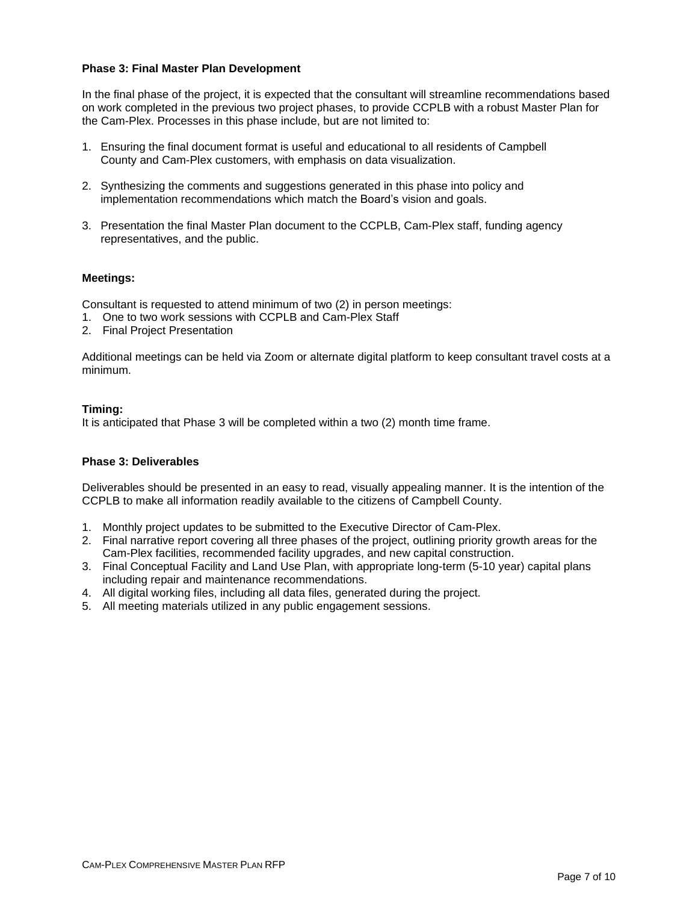**Phase 3: Final Master Plan Development**

In the final phase of the project, it is expected that the consultant will streamline recommendations based on work completed in the previous two project phases, to provide CCPLB with a robust Master Plan for the Cam-Plex. Processes in this phase include, but are not limited to:

1. Ensuring the final document format is useful and educational to all residents of Campbell County and Cam-Plex customers, with emphasis on data visualization.

2. Synthesizing the comments and suggestions generated in this phase into policy and implementation recommendations which match the Board's vision and goals.

3. Presentation the final Master Plan document to the CCPLB, Cam-Plex staff, funding agency representatives, and the public.

**Meetings:**

Consultant is requested to attend minimum of two (2) in person meetings:
1. One to two work sessions with CCPLB and Cam-Plex Staff
2. Final Project Presentation

Additional meetings can be held via Zoom or alternate digital platform to keep consultant travel costs at a minimum.

**Timing:**
It is anticipated that Phase 3 will be completed within a two (2) month time frame.

**Phase 3: Deliverables**

Deliverables should be presented in an easy to read, visually appealing manner. It is the intention of the CCPLB to make all information readily available to the citizens of Campbell County.

1. Monthly project updates to be submitted to the Executive Director of Cam-Plex.
2. Final narrative report covering all three phases of the project, outlining priority growth areas for the Cam-Plex facilities, recommended facility upgrades, and new capital construction.
3. Final Conceptual Facility and Land Use Plan, with appropriate long-term (5-10 year) capital plans including repair and maintenance recommendations.
4. All digital working files, including all data files, generated during the project.
5. All meeting materials utilized in any public engagement sessions.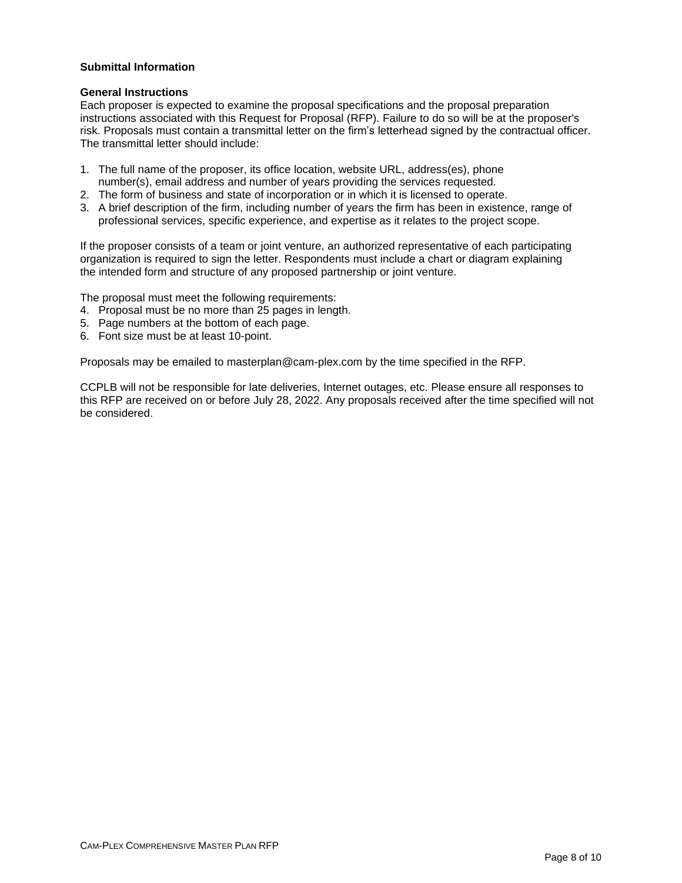**Submittal Information**

**General Instructions**

Each proposer is expected to examine the proposal specifications and the proposal preparation instructions associated with this Request for Proposal (RFP). Failure to do so will be at the proposer's risk. Proposals must contain a transmittal letter on the firm's letterhead signed by the contractual officer. The transmittal letter should include:

1. The full name of the proposer, its office location, website URL, address(es), phone number(s), email address and number of years providing the services requested.
2. The form of business and state of incorporation or in which it is licensed to operate.
3. A brief description of the firm, including number of years the firm has been in existence, range of professional services, specific experience, and expertise as it relates to the project scope.

If the proposer consists of a team or joint venture, an authorized representative of each participating organization is required to sign the letter. Respondents must include a chart or diagram explaining the intended form and structure of any proposed partnership or joint venture.

The proposal must meet the following requirements:

4. Proposal must be no more than 25 pages in length.
5. Page numbers at the bottom of each page.
6. Font size must be at least 10-point.

Proposals may be emailed to masterplan@cam-plex.com by the time specified in the RFP.

CCPLB will not be responsible for late deliveries, Internet outages, etc. Please ensure all responses to this RFP are received on or before July 28, 2022. Any proposals received after the time specified will not be considered.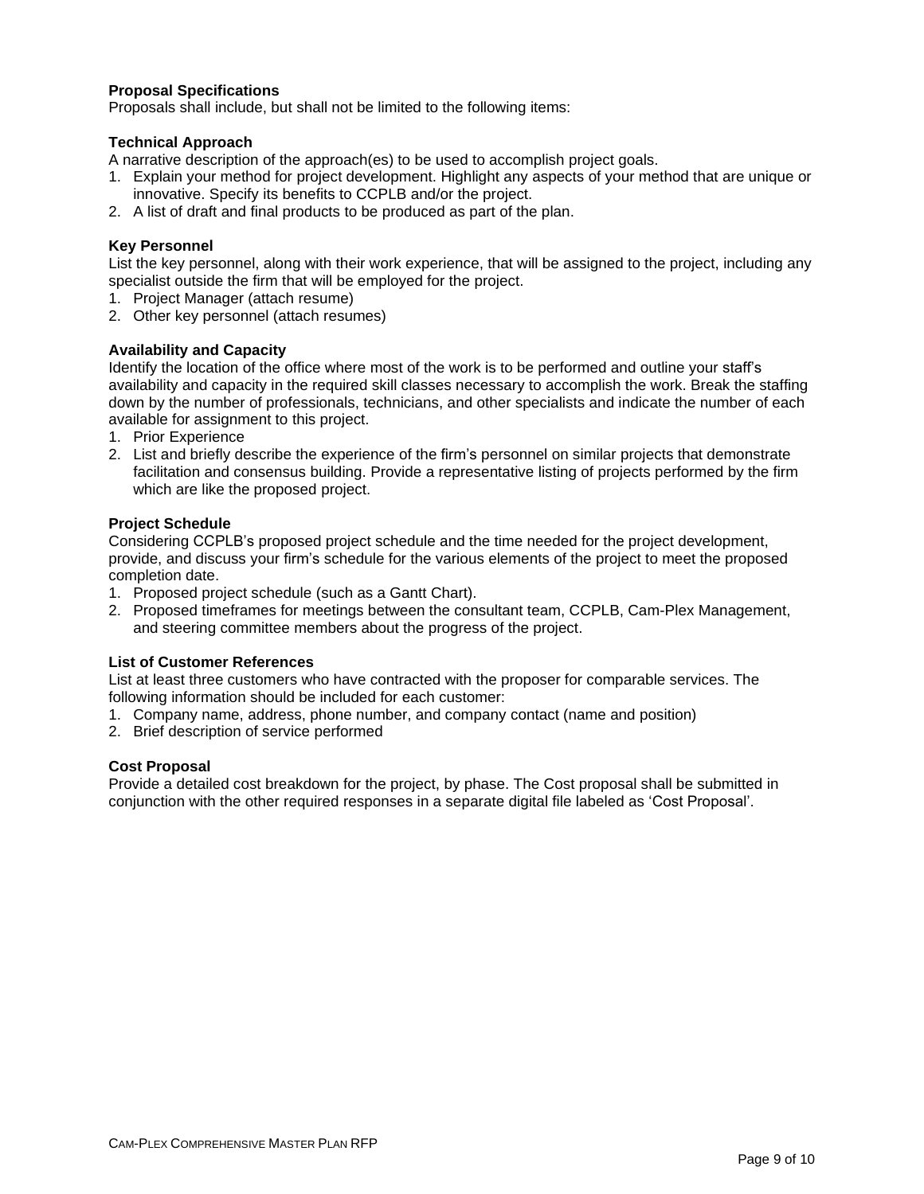### Proposal Specifications

Proposals shall include, but shall not be limited to the following items:

### Technical Approach

A narrative description of the approach(es) to be used to accomplish project goals.

1. Explain your method for project development. Highlight any aspects of your method that are unique or innovative. Specify its benefits to CCPLB and/or the project.
2. A list of draft and final products to be produced as part of the plan.

### Key Personnel

List the key personnel, along with their work experience, that will be assigned to the project, including any specialist outside the firm that will be employed for the project.

1. Project Manager (attach resume)
2. Other key personnel (attach resumes)

### Availability and Capacity

Identify the location of the office where most of the work is to be performed and outline your staff's availability and capacity in the required skill classes necessary to accomplish the work. Break the staffing down by the number of professionals, technicians, and other specialists and indicate the number of each available for assignment to this project.

1. Prior Experience
2. List and briefly describe the experience of the firm's personnel on similar projects that demonstrate facilitation and consensus building. Provide a representative listing of projects performed by the firm which are like the proposed project.

### Project Schedule

Considering CCPLB's proposed project schedule and the time needed for the project development, provide, and discuss your firm's schedule for the various elements of the project to meet the proposed completion date.

1. Proposed project schedule (such as a Gantt Chart).
2. Proposed timeframes for meetings between the consultant team, CCPLB, Cam-Plex Management, and steering committee members about the progress of the project.

### List of Customer References

List at least three customers who have contracted with the proposer for comparable services. The following information should be included for each customer:

1. Company name, address, phone number, and company contact (name and position)
2. Brief description of service performed

### Cost Proposal

Provide a detailed cost breakdown for the project, by phase. The Cost proposal shall be submitted in conjunction with the other required responses in a separate digital file labeled as 'Cost Proposal'.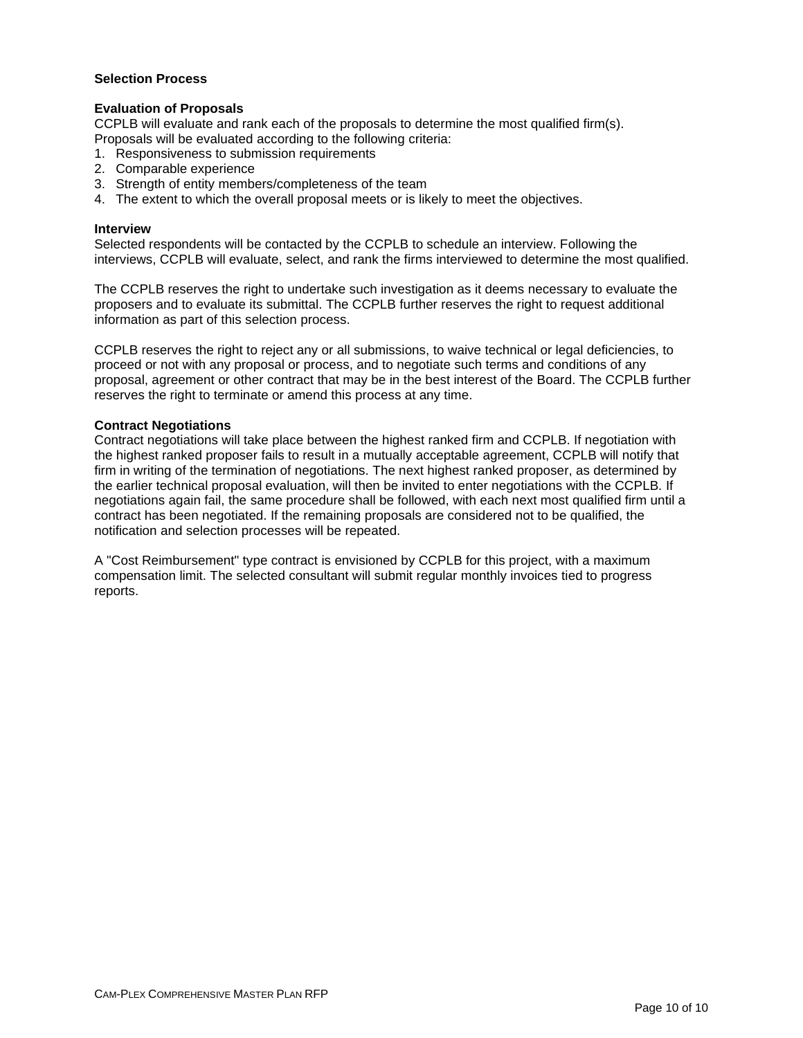## Selection Process

### Evaluation of Proposals

CCPLB will evaluate and rank each of the proposals to determine the most qualified firm(s). Proposals will be evaluated according to the following criteria:

1. Responsiveness to submission requirements
2. Comparable experience
3. Strength of entity members/completeness of the team
4. The extent to which the overall proposal meets or is likely to meet the objectives.

### Interview

Selected respondents will be contacted by the CCPLB to schedule an interview. Following the interviews, CCPLB will evaluate, select, and rank the firms interviewed to determine the most qualified.

The CCPLB reserves the right to undertake such investigation as it deems necessary to evaluate the proposers and to evaluate its submittal. The CCPLB further reserves the right to request additional information as part of this selection process.

CCPLB reserves the right to reject any or all submissions, to waive technical or legal deficiencies, to proceed or not with any proposal or process, and to negotiate such terms and conditions of any proposal, agreement or other contract that may be in the best interest of the Board. The CCPLB further reserves the right to terminate or amend this process at any time.

### Contract Negotiations

Contract negotiations will take place between the highest ranked firm and CCPLB. If negotiation with the highest ranked proposer fails to result in a mutually acceptable agreement, CCPLB will notify that firm in writing of the termination of negotiations. The next highest ranked proposer, as determined by the earlier technical proposal evaluation, will then be invited to enter negotiations with the CCPLB. If negotiations again fail, the same procedure shall be followed, with each next most qualified firm until a contract has been negotiated. If the remaining proposals are considered not to be qualified, the notification and selection processes will be repeated.

A "Cost Reimbursement" type contract is envisioned by CCPLB for this project, with a maximum compensation limit. The selected consultant will submit regular monthly invoices tied to progress reports.